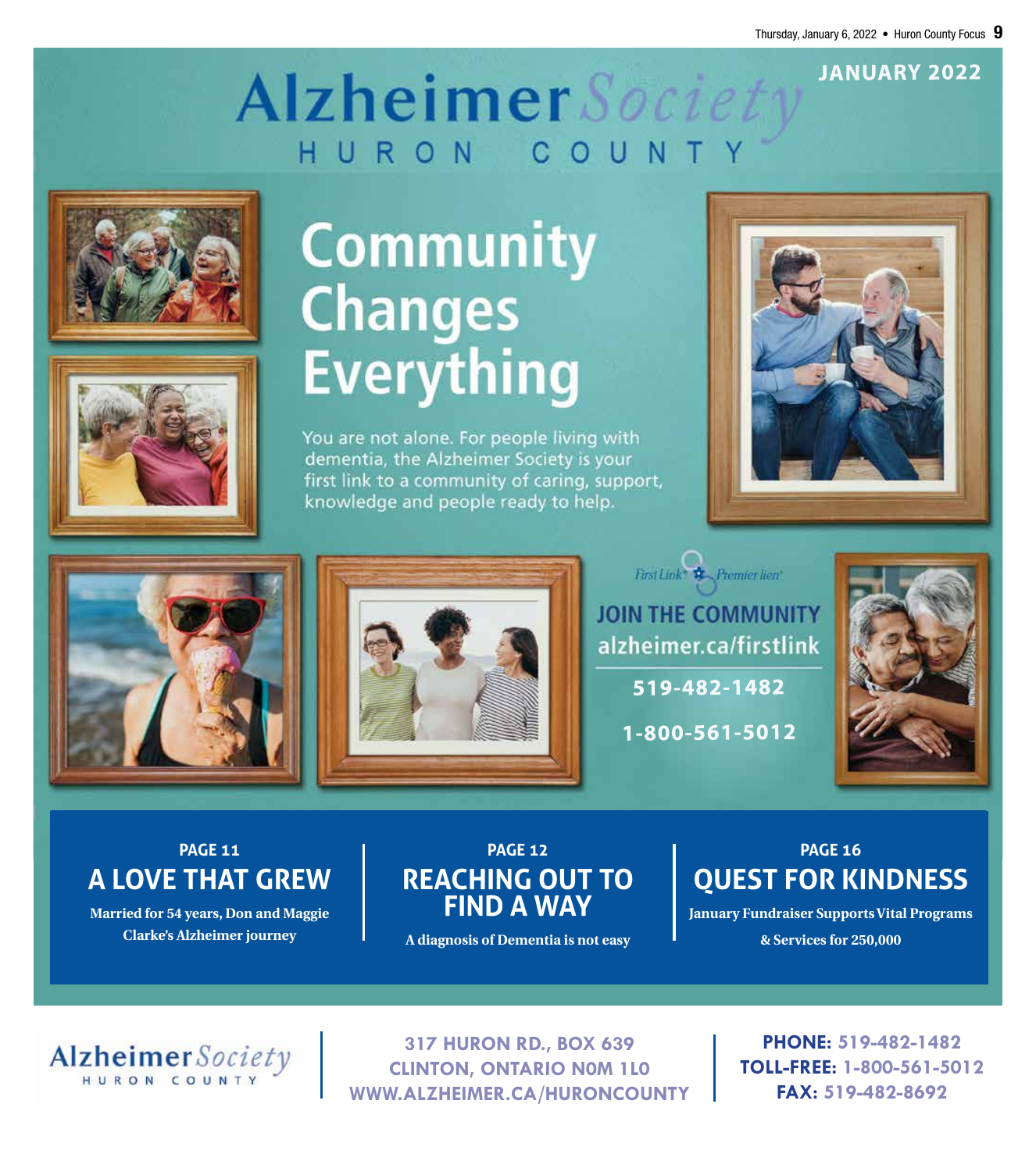JANUARY 2022

# Alzheimer Society
HURON COUNTY

# Community Changes Everything

You are not alone. For people living with dementia, the Alzheimer Society is your first link to a community of caring, support, knowledge and people ready to help.

First Link® Premier lien®

**JOIN THE COMMUNITY**
**alzheimer.ca/firstlink**

**519-482-1482**

**1-800-561-5012**

---

**PAGE 11**
## A LOVE THAT GREW
**Married for 54 years, Don and Maggie Clarke's Alzheimer journey**

**PAGE 12**
## REACHING OUT TO FIND A WAY
**A diagnosis of Dementia is not easy**

**PAGE 16**
## QUEST FOR KINDNESS
**January Fundraiser Supports Vital Programs & Services for 250,000**

---

Alzheimer Society
HURON COUNTY

**317 HURON RD., BOX 639**
**CLINTON, ONTARIO N0M 1L0**
**WWW.ALZHEIMER.CA/HURONCOUNTY**

**PHONE:** 519-482-1482
**TOLL-FREE:** 1-800-561-5012
**FAX:** 519-482-8692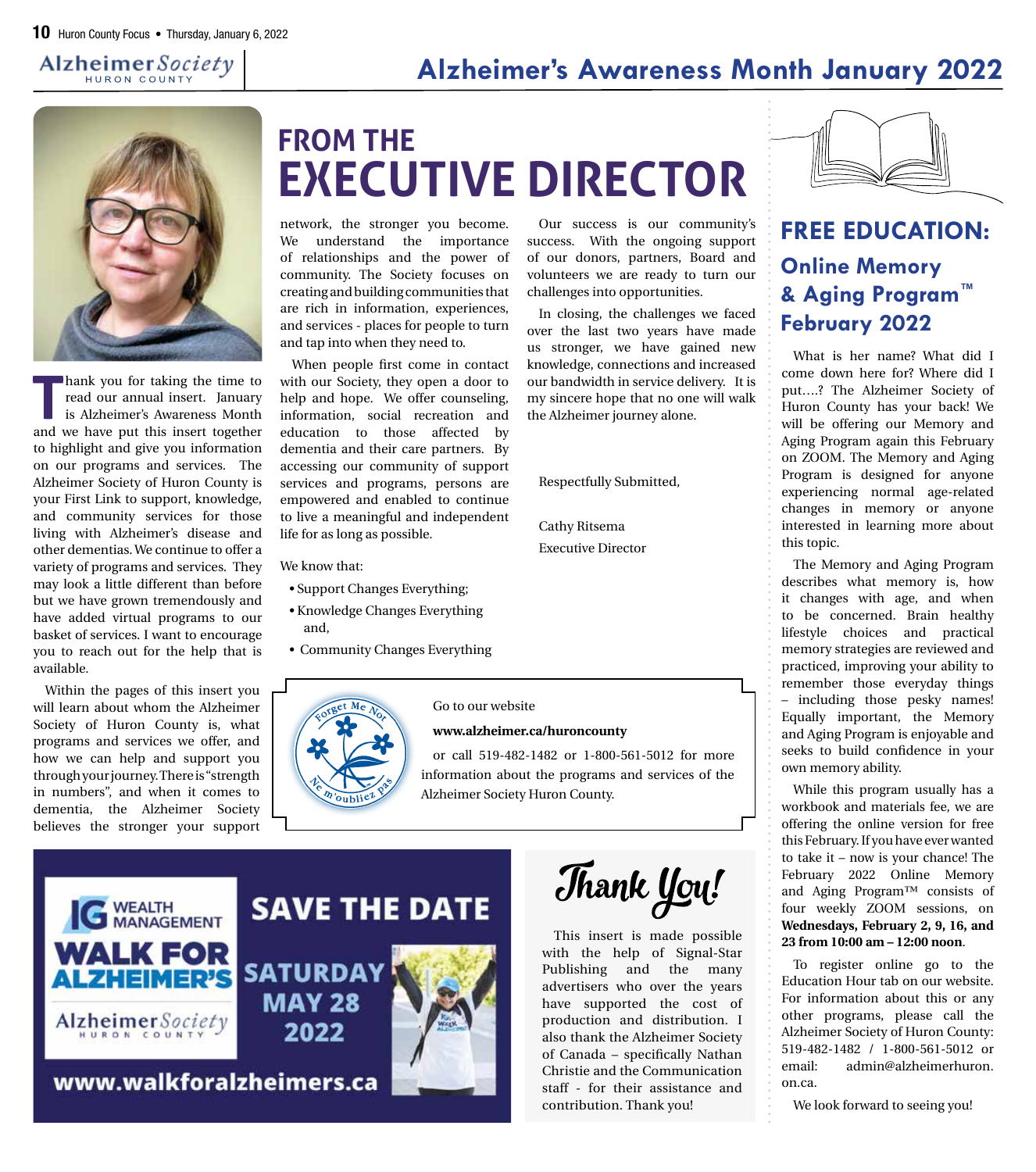# Alzheimer's Awareness Month January 2022

## FROM THE EXECUTIVE DIRECTOR

Thank you for taking the time to read our annual insert. January is Alzheimer's Awareness Month and we have put this insert together to highlight and give you information on our programs and services. The Alzheimer Society of Huron County is your First Link to support, knowledge, and community services for those living with Alzheimer's disease and other dementias. We continue to offer a variety of programs and services. They may look a little different than before but we have grown tremendously and have added virtual programs to our basket of services. I want to encourage you to reach out for the help that is available.

Within the pages of this insert you will learn about whom the Alzheimer Society of Huron County is, what programs and services we offer, and how we can help and support you through your journey. There is "strength in numbers", and when it comes to dementia, the Alzheimer Society believes the stronger your support network, the stronger you become. We understand the importance of relationships and the power of community. The Society focuses on creating and building communities that are rich in information, experiences, and services - places for people to turn and tap into when they need to.

When people first come in contact with our Society, they open a door to help and hope. We offer counseling, information, social recreation and education to those affected by dementia and their care partners. By accessing our community of support services and programs, persons are empowered and enabled to continue to live a meaningful and independent life for as long as possible.

We know that:

- Support Changes Everything;
- Knowledge Changes Everything and,
- Community Changes Everything

Our success is our community's success. With the ongoing support of our donors, partners, Board and volunteers we are ready to turn our challenges into opportunities.

In closing, the challenges we faced over the last two years have made us stronger, we have gained new knowledge, connections and increased our bandwidth in service delivery. It is my sincere hope that no one will walk the Alzheimer journey alone.

Respectfully Submitted,

Cathy Ritsema
Executive Director

Forget Me Not · Ne m'oubliez pas

Go to our website

**www.alzheimer.ca/huroncounty**

or call 519-482-1482 or 1-800-561-5012 for more information about the programs and services of the Alzheimer Society Huron County.

IG WEALTH MANAGEMENT
WALK FOR ALZHEIMER'S
Alzheimer Society HURON COUNTY

SAVE THE DATE
SATURDAY MAY 28 2022

www.walkforalzheimers.ca

## Thank You!

This insert is made possible with the help of Signal-Star Publishing and the many advertisers who over the years have supported the cost of production and distribution. I also thank the Alzheimer Society of Canada – specifically Nathan Christie and the Communication staff - for their assistance and contribution. Thank you!

## FREE EDUCATION:

### Online Memory & Aging Program™ February 2022

What is her name? What did I come down here for? Where did I put….? The Alzheimer Society of Huron County has your back! We will be offering our Memory and Aging Program again this February on ZOOM. The Memory and Aging Program is designed for anyone experiencing normal age-related changes in memory or anyone interested in learning more about this topic.

The Memory and Aging Program describes what memory is, how it changes with age, and when to be concerned. Brain healthy lifestyle choices and practical memory strategies are reviewed and practiced, improving your ability to remember those everyday things – including those pesky names! Equally important, the Memory and Aging Program is enjoyable and seeks to build confidence in your own memory ability.

While this program usually has a workbook and materials fee, we are offering the online version for free this February. If you have ever wanted to take it – now is your chance! The February 2022 Online Memory and Aging Program™ consists of four weekly ZOOM sessions, on **Wednesdays, February 2, 9, 16, and 23 from 10:00 am – 12:00 noon**.

To register online go to the Education Hour tab on our website. For information about this or any other programs, please call the Alzheimer Society of Huron County: 519-482-1482 / 1-800-561-5012 or email: admin@alzheimerhuron.on.ca.

We look forward to seeing you!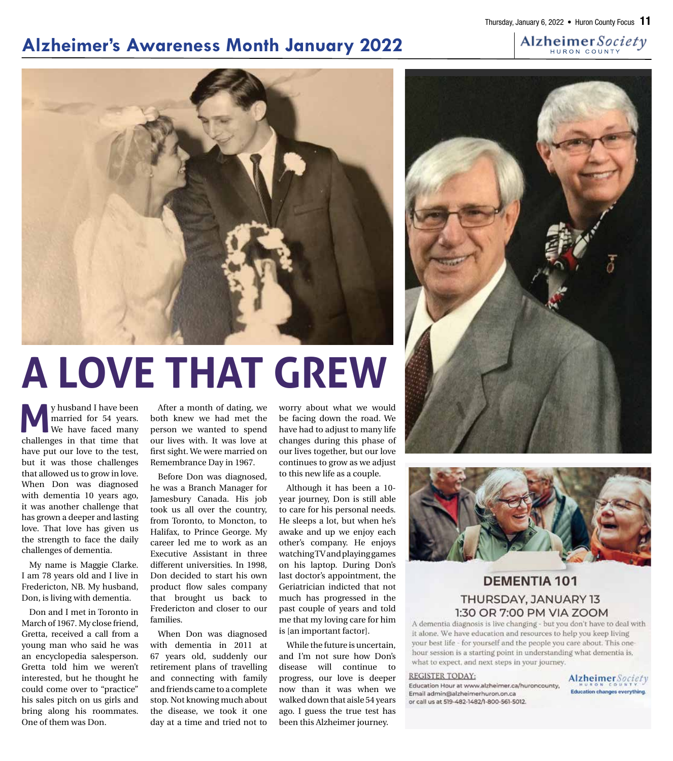# Alzheimer's Awareness Month January 2022

Alzheimer Society HURON COUNTY

# A LOVE THAT GREW

My husband I have been married for 54 years. We have faced many challenges in that time that have put our love to the test, but it was those challenges that allowed us to grow in love. When Don was diagnosed with dementia 10 years ago, it was another challenge that has grown a deeper and lasting love. That love has given us the strength to face the daily challenges of dementia.

My name is Maggie Clarke. I am 78 years old and I live in Fredericton, NB. My husband, Don, is living with dementia.

Don and I met in Toronto in March of 1967. My close friend, Gretta, received a call from a young man who said he was an encyclopedia salesperson. Gretta told him we weren't interested, but he thought he could come over to "practice" his sales pitch on us girls and bring along his roommates. One of them was Don.

After a month of dating, we both knew we had met the person we wanted to spend our lives with. It was love at first sight. We were married on Remembrance Day in 1967.

Before Don was diagnosed, he was a Branch Manager for Jamesbury Canada. His job took us all over the country, from Toronto, to Moncton, to Halifax, to Prince George. My career led me to work as an Executive Assistant in three different universities. In 1998, Don decided to start his own product flow sales company that brought us back to Fredericton and closer to our families.

When Don was diagnosed with dementia in 2011 at 67 years old, suddenly our retirement plans of travelling and connecting with family and friends came to a complete stop. Not knowing much about the disease, we took it one day at a time and tried not to worry about what we would be facing down the road. We have had to adjust to many life changes during this phase of our lives together, but our love continues to grow as we adjust to this new life as a couple.

Although it has been a 10-year journey, Don is still able to care for his personal needs. He sleeps a lot, but when he's awake and up we enjoy each other's company. He enjoys watching TV and playing games on his laptop. During Don's last doctor's appointment, the Geriatrician indicted that not much has progressed in the past couple of years and told me that my loving care for him is [an important factor].

While the future is uncertain, and I'm not sure how Don's disease will continue to progress, our love is deeper now than it was when we walked down that aisle 54 years ago. I guess the true test has been this Alzheimer journey.

## DEMENTIA 101

### THURSDAY, JANUARY 13
### 1:30 OR 7:00 PM VIA ZOOM

A dementia diagnosis is live changing - but you don't have to deal with it alone. We have education and resources to help you keep living your best life - for yourself and the people you care about. This one-hour session is a starting point in understanding what dementia is, what to expect, and next steps in your journey.

REGISTER TODAY:
Education Hour at www.alzheimer.ca/huroncounty,
Email admin@alzheimerhuron.on.ca
or call us at 519-482-1482/1-800-561-5012.

Alzheimer Society HURON COUNTY
Education changes everything.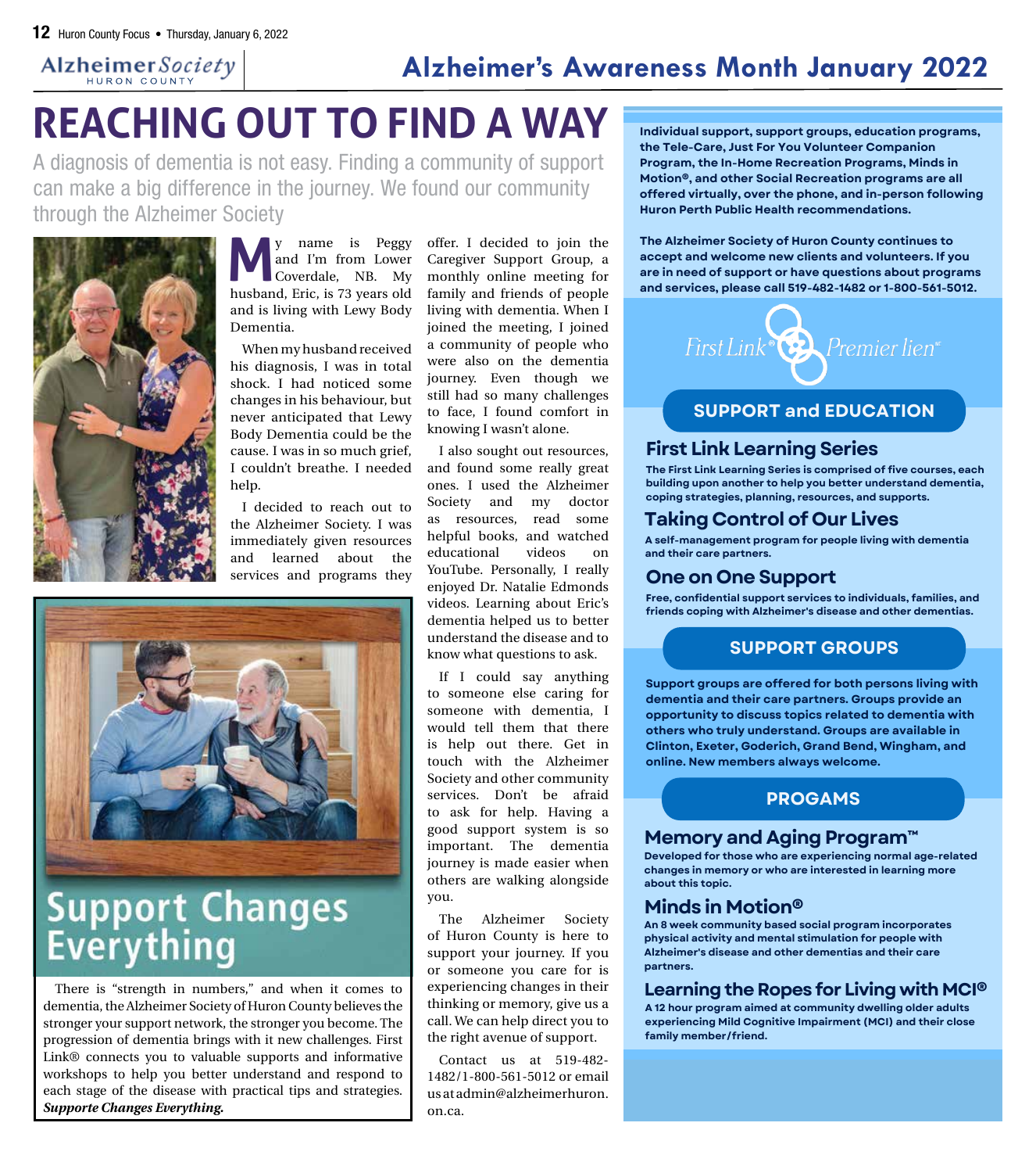# Alzheimer's Awareness Month January 2022

# REACHING OUT TO FIND A WAY

A diagnosis of dementia is not easy. Finding a community of support can make a big difference in the journey. We found our community through the Alzheimer Society

My name is Peggy and I'm from Lower Coverdale, NB. My husband, Eric, is 73 years old and is living with Lewy Body Dementia.

When my husband received his diagnosis, I was in total shock. I had noticed some changes in his behaviour, but never anticipated that Lewy Body Dementia could be the cause. I was in so much grief, I couldn't breathe. I needed help.

I decided to reach out to the Alzheimer Society. I was immediately given resources and learned about the services and programs they offer. I decided to join the Caregiver Support Group, a monthly online meeting for family and friends of people living with dementia. When I joined the meeting, I joined a community of people who were also on the dementia journey. Even though we still had so many challenges to face, I found comfort in knowing I wasn't alone.

I also sought out resources, and found some really great ones. I used the Alzheimer Society and my doctor as resources, read some helpful books, and watched educational videos on YouTube. Personally, I really enjoyed Dr. Natalie Edmonds videos. Learning about Eric's dementia helped us to better understand the disease and to know what questions to ask.

If I could say anything to someone else caring for someone with dementia, I would tell them that there is help out there. Get in touch with the Alzheimer Society and other community services. Don't be afraid to ask for help. Having a good support system is so important. The dementia journey is made easier when others are walking alongside you.

The Alzheimer Society of Huron County is here to support your journey. If you or someone you care for is experiencing changes in their thinking or memory, give us a call. We can help direct you to the right avenue of support.

Contact us at 519-482-1482/1-800-561-5012 or email us at admin@alzheimerhuron.on.ca.

## Support Changes Everything

There is "strength in numbers," and when it comes to dementia, the Alzheimer Society of Huron County believes the stronger your support network, the stronger you become. The progression of dementia brings with it new challenges. First Link® connects you to valuable supports and informative workshops to help you better understand and respond to each stage of the disease with practical tips and strategies. ***Supporte Changes Everything.***

**Individual support, support groups, education programs, the Tele-Care, Just For You Volunteer Companion Program, the In-Home Recreation Programs, Minds in Motion®, and other Social Recreation programs are all offered virtually, over the phone, and in-person following Huron Perth Public Health recommendations.**

**The Alzheimer Society of Huron County continues to accept and welcome new clients and volunteers. If you are in need of support or have questions about programs and services, please call 519-482-1482 or 1-800-561-5012.**

First Link® Premier lien

## SUPPORT and EDUCATION

### First Link Learning Series

**The First Link Learning Series is comprised of five courses, each building upon another to help you better understand dementia, coping strategies, planning, resources, and supports.**

### Taking Control of Our Lives

**A self-management program for people living with dementia and their care partners.**

### One on One Support

**Free, confidential support services to individuals, families, and friends coping with Alzheimer's disease and other dementias.**

## SUPPORT GROUPS

**Support groups are offered for both persons living with dementia and their care partners. Groups provide an opportunity to discuss topics related to dementia with others who truly understand. Groups are available in Clinton, Exeter, Goderich, Grand Bend, Wingham, and online. New members always welcome.**

## PROGAMS

### Memory and Aging Program™

**Developed for those who are experiencing normal age-related changes in memory or who are interested in learning more about this topic.**

### Minds in Motion®

**An 8 week community based social program incorporates physical activity and mental stimulation for people with Alzheimer's disease and other dementias and their care partners.**

### Learning the Ropes for Living with MCI®

**A 12 hour program aimed at community dwelling older adults experiencing Mild Cognitive Impairment (MCI) and their close family member/friend.**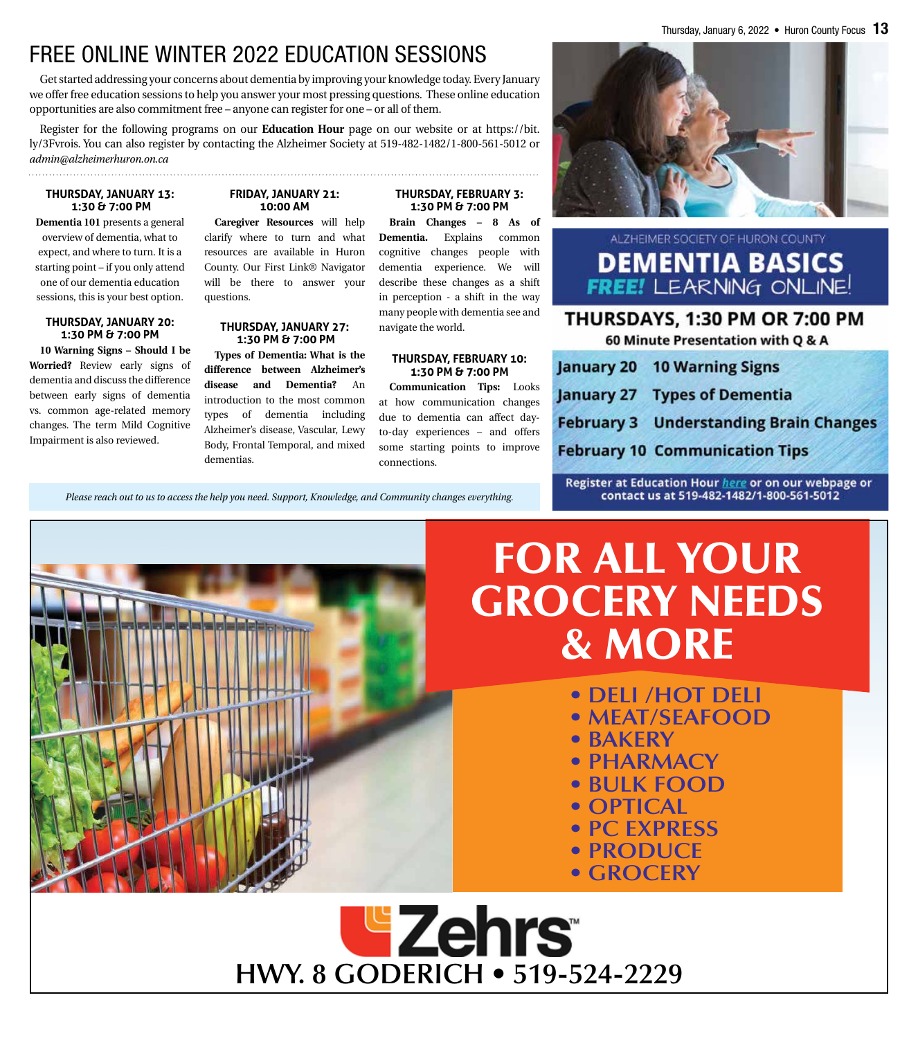# FREE ONLINE WINTER 2022 EDUCATION SESSIONS

Get started addressing your concerns about dementia by improving your knowledge today. Every January we offer free education sessions to help you answer your most pressing questions. These online education opportunities are also commitment free – anyone can register for one – or all of them.

Register for the following programs on our **Education Hour** page on our website or at https://bit.ly/3Fvrois. You can also register by contacting the Alzheimer Society at 519-482-1482/1-800-561-5012 or *admin@alzheimerhuron.on.ca*

**THURSDAY, JANUARY 13: 1:30 & 7:00 PM**

**Dementia 101** presents a general overview of dementia, what to expect, and where to turn. It is a starting point – if you only attend one of our dementia education sessions, this is your best option.

**THURSDAY, JANUARY 20: 1:30 PM & 7:00 PM**

**10 Warning Signs – Should I be Worried?** Review early signs of dementia and discuss the difference between early signs of dementia vs. common age-related memory changes. The term Mild Cognitive Impairment is also reviewed.

**FRIDAY, JANUARY 21: 10:00 AM**

**Caregiver Resources** will help clarify where to turn and what resources are available in Huron County. Our First Link® Navigator will be there to answer your questions.

**THURSDAY, JANUARY 27: 1:30 PM & 7:00 PM**

**Types of Dementia: What is the difference between Alzheimer's disease and Dementia?** An introduction to the most common types of dementia including Alzheimer's disease, Vascular, Lewy Body, Frontal Temporal, and mixed dementias.

**THURSDAY, FEBRUARY 3: 1:30 PM & 7:00 PM**

**Brain Changes – 8 As of Dementia.** Explains common cognitive changes people with dementia experience. We will describe these changes as a shift in perception - a shift in the way many people with dementia see and navigate the world.

**THURSDAY, FEBRUARY 10: 1:30 PM & 7:00 PM**

**Communication Tips:** Looks at how communication changes due to dementia can affect day-to-day experiences – and offers some starting points to improve connections.

*Please reach out to us to access the help you need. Support, Knowledge, and Community changes everything.*

ALZHEIMER SOCIETY OF HURON COUNTY

## DEMENTIA BASICS

**FREE!** LEARNING ONLINE!

**THURSDAYS, 1:30 PM OR 7:00 PM**

**60 Minute Presentation with Q & A**

| | |
|---|---|
| January 20 | 10 Warning Signs |
| January 27 | Types of Dementia |
| February 3 | Understanding Brain Changes |
| February 10 | Communication Tips |

Register at Education Hour here or on our webpage or contact us at 519-482-1482/1-800-561-5012

# FOR ALL YOUR GROCERY NEEDS & MORE

- DELI /HOT DELI
- MEAT/SEAFOOD
- BAKERY
- PHARMACY
- BULK FOOD
- OPTICAL
- PC EXPRESS
- PRODUCE
- GROCERY

**Zehrs™**

**HWY. 8 GODERICH • 519-524-2229**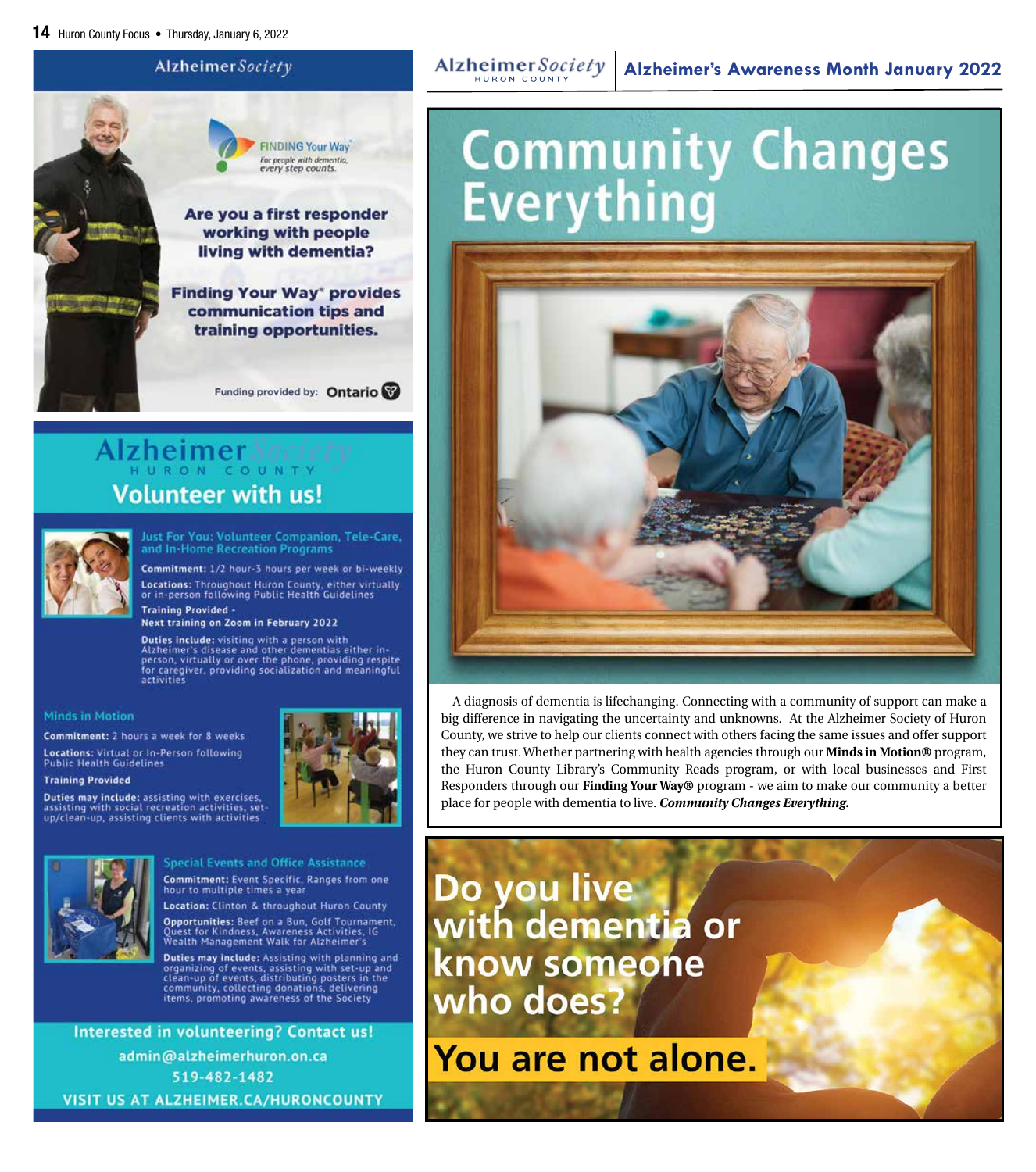Alzheimer Society

FINDING Your Way®
*For people with dementia, every step counts.*

**Are you a first responder working with people living with dementia?**

**Finding Your Way® provides communication tips and training opportunities.**

Funding provided by: Ontario

Alzheimer Society HURON COUNTY

## Volunteer with us!

### Just For You: Volunteer Companion, Tele-Care, and In-Home Recreation Programs

**Commitment:** 1/2 hour-3 hours per week or bi-weekly

**Locations:** Throughout Huron County, either virtually or in-person following Public Health Guidelines

**Training Provided -**
**Next training on Zoom in February 2022**

**Duties include:** visiting with a person with Alzheimer's disease and other dementias either in-person, virtually or over the phone, providing respite for caregiver, providing socialization and meaningful activities

### Minds in Motion

**Commitment:** 2 hours a week for 8 weeks

**Locations:** Virtual or In-Person following Public Health Guidelines

**Training Provided**

**Duties may include:** assisting with exercises, assisting with social recreation activities, set-up/clean-up, assisting clients with activities

### Special Events and Office Assistance

**Commitment:** Event Specific, Ranges from one hour to multiple times a year

**Location:** Clinton & throughout Huron County

**Opportunities:** Beef on a Bun, Golf Tournament, Quest for Kindness, Awareness Activities, IG Wealth Management Walk for Alzheimer's

**Duties may include:** Assisting with planning and organizing of events, assisting with set-up and clean-up of events, distributing posters in the community, collecting donations, delivering items, promoting awareness of the Society

**Interested in volunteering? Contact us!**

**admin@alzheimerhuron.on.ca**

**519-482-1482**

**VISIT US AT ALZHEIMER.CA/HURONCOUNTY**

Alzheimer Society HURON COUNTY | **Alzheimer's Awareness Month January 2022**

# Community Changes Everything

A diagnosis of dementia is lifechanging. Connecting with a community of support can make a big difference in navigating the uncertainty and unknowns. At the Alzheimer Society of Huron County, we strive to help our clients connect with others facing the same issues and offer support they can trust. Whether partnering with health agencies through our **Minds in Motion®** program, the Huron County Library's Community Reads program, or with local businesses and First Responders through our **Finding Your Way®** program - we aim to make our community a better place for people with dementia to live. ***Community Changes Everything.***

## Do you live with dementia or know someone who does?

## You are not alone.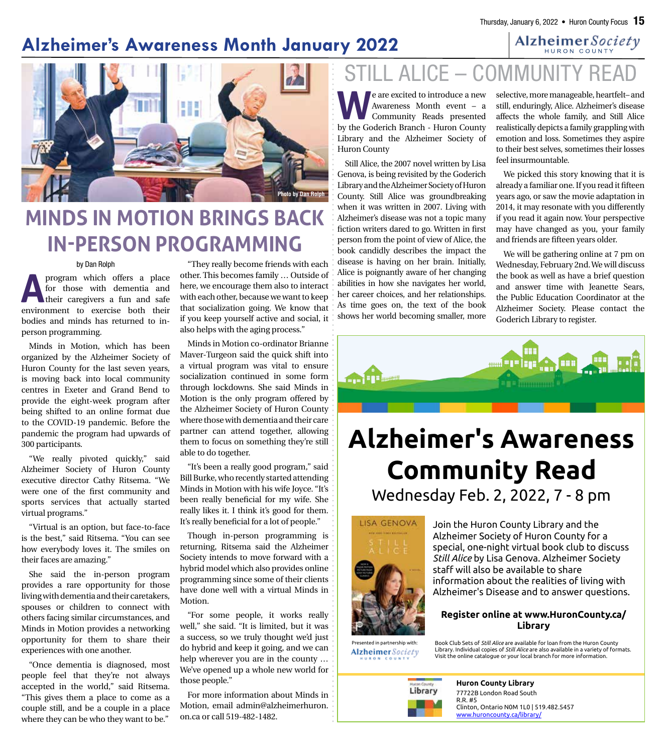# Alzheimer's Awareness Month January 2022

Photo by Dan Rolph

## MINDS IN MOTION BRINGS BACK IN-PERSON PROGRAMMING

by Dan Rolph

A program which offers a place for those with dementia and their caregivers a fun and safe environment to exercise both their bodies and minds has returned to in-person programming.

Minds in Motion, which has been organized by the Alzheimer Society of Huron County for the last seven years, is moving back into local community centres in Exeter and Grand Bend to provide the eight-week program after being shifted to an online format due to the COVID-19 pandemic. Before the pandemic the program had upwards of 300 participants.

"We really pivoted quickly," said Alzheimer Society of Huron County executive director Cathy Ritsema. "We were one of the first community and sports services that actually started virtual programs."

"Virtual is an option, but face-to-face is the best," said Ritsema. "You can see how everybody loves it. The smiles on their faces are amazing."

She said the in-person program provides a rare opportunity for those living with dementia and their caretakers, spouses or children to connect with others facing similar circumstances, and Minds in Motion provides a networking opportunity for them to share their experiences with one another.

"Once dementia is diagnosed, most people feel that they're not always accepted in the world," said Ritsema. "This gives them a place to come as a couple still, and be a couple in a place where they can be who they want to be."

"They really become friends with each other. This becomes family … Outside of here, we encourage them also to interact with each other, because we want to keep that socialization going. We know that if you keep yourself active and social, it also helps with the aging process."

Minds in Motion co-ordinator Brianne Maver-Turgeon said the quick shift into a virtual program was vital to ensure socialization continued in some form through lockdowns. She said Minds in Motion is the only program offered by the Alzheimer Society of Huron County where those with dementia and their care partner can attend together, allowing them to focus on something they're still able to do together.

"It's been a really good program," said Bill Burke, who recently started attending Minds in Motion with his wife Joyce. "It's been really beneficial for my wife. She really likes it. I think it's good for them. It's really beneficial for a lot of people."

Though in-person programming is returning, Ritsema said the Alzheimer Society intends to move forward with a hybrid model which also provides online programming since some of their clients have done well with a virtual Minds in Motion.

"For some people, it works really well," she said. "It is limited, but it was a success, so we truly thought we'd just do hybrid and keep it going, and we can help wherever you are in the county … We've opened up a whole new world for those people."

For more information about Minds in Motion, email admin@alzheimerhuron.on.ca or call 519-482-1482.

## STILL ALICE – COMMUNITY READ

We are excited to introduce a new Awareness Month event – a Community Reads presented by the Goderich Branch - Huron County Library and the Alzheimer Society of Huron County

Still Alice, the 2007 novel written by Lisa Genova, is being revisited by the Goderich Library and the Alzheimer Society of Huron County. Still Alice was groundbreaking when it was written in 2007. Living with Alzheimer's disease was not a topic many fiction writers dared to go. Written in first person from the point of view of Alice, the book candidly describes the impact the disease is having on her brain. Initially, Alice is poignantly aware of her changing abilities in how she navigates her world, her career choices, and her relationships. As time goes on, the text of the book shows her world becoming smaller, more selective, more manageable, heartfelt– and still, enduringly, Alice. Alzheimer's disease affects the whole family, and Still Alice realistically depicts a family grappling with emotion and loss. Sometimes they aspire to their best selves, sometimes their losses feel insurmountable.

We picked this story knowing that it is already a familiar one. If you read it fifteen years ago, or saw the movie adaptation in 2014, it may resonate with you differently if you read it again now. Your perspective may have changed as you, your family and friends are fifteen years older.

We will be gathering online at 7 pm on Wednesday, February 2nd. We will discuss the book as well as have a brief question and answer time with Jeanette Sears, the Public Education Coordinator at the Alzheimer Society. Please contact the Goderich Library to register.

## Alzheimer's Awareness Community Read

Wednesday Feb. 2, 2022, 7 - 8 pm

Join the Huron County Library and the Alzheimer Society of Huron County for a special, one-night virtual book club to discuss *Still Alice* by Lisa Genova. Alzheimer Society staff will also be available to share information about the realities of living with Alzheimer's Disease and to answer questions.

**Register online at www.HuronCounty.ca/Library**

Presented in partnership with: Alzheimer Society Huron County

Book Club Sets of *Still Alice* are available for loan from the Huron County Library. Individual copies of *Still Alice* are also available in a variety of formats. Visit the online catalogue or your local branch for more information.

**Huron County Library**
77722B London Road South
R.R. #5
Clinton, Ontario N0M 1L0 | 519.482.5457
www.huroncounty.ca/library/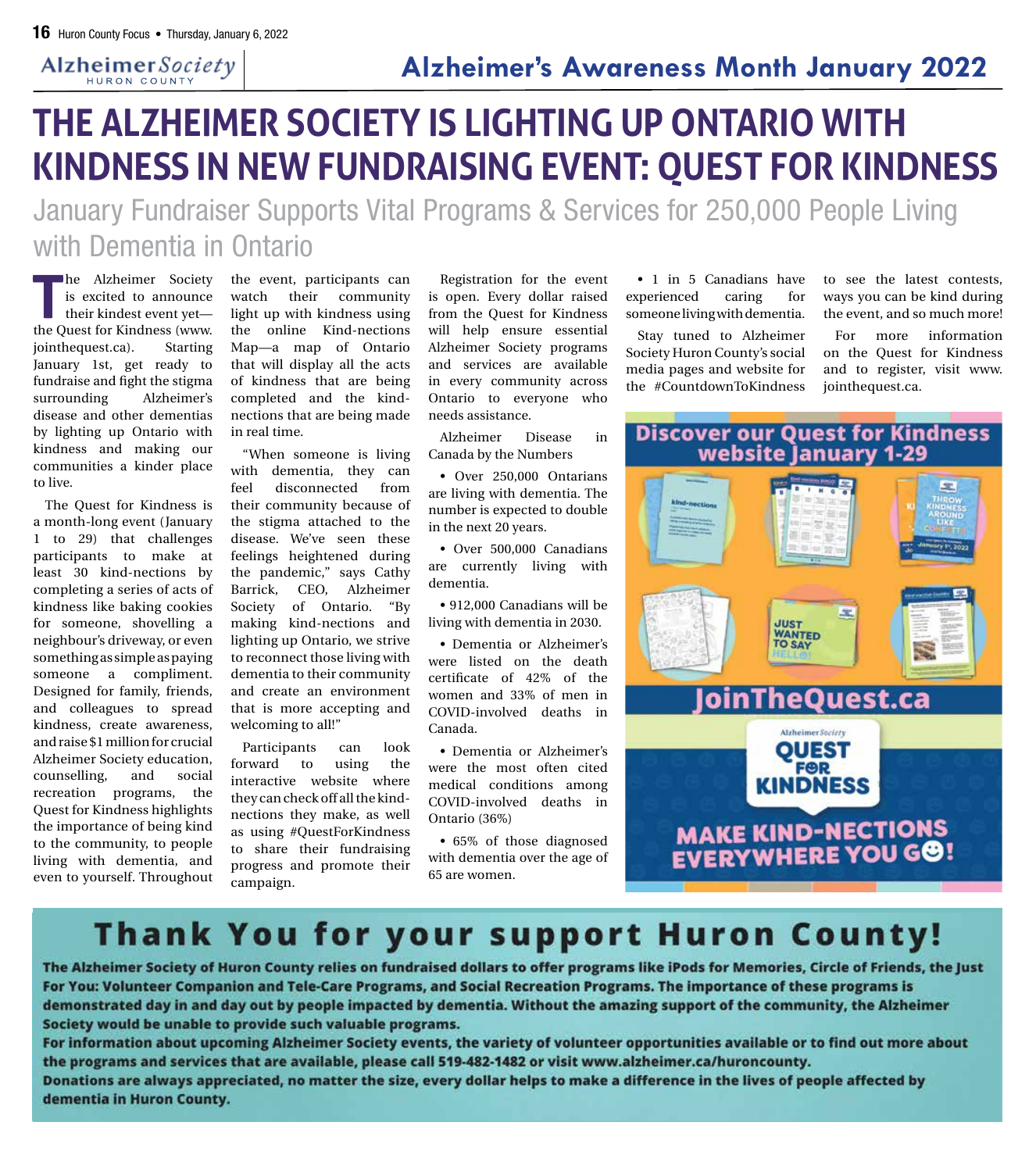Alzheimer Society HURON COUNTY

## Alzheimer's Awareness Month January 2022

# THE ALZHEIMER SOCIETY IS LIGHTING UP ONTARIO WITH KINDNESS IN NEW FUNDRAISING EVENT: QUEST FOR KINDNESS

January Fundraiser Supports Vital Programs & Services for 250,000 People Living with Dementia in Ontario

The Alzheimer Society is excited to announce their kindest event yet—the Quest for Kindness (www.jointhequest.ca). Starting January 1st, get ready to fundraise and fight the stigma surrounding Alzheimer's disease and other dementias by lighting up Ontario with kindness and making our communities a kinder place to live.

The Quest for Kindness is a month-long event (January 1 to 29) that challenges participants to make at least 30 kind-nections by completing a series of acts of kindness like baking cookies for someone, shovelling a neighbour's driveway, or even something as simple as paying someone a compliment. Designed for family, friends, and colleagues to spread kindness, create awareness, and raise $1 million for crucial Alzheimer Society education, counselling, and social recreation programs, the Quest for Kindness highlights the importance of being kind to the community, to people living with dementia, and even to yourself. Throughout the event, participants can watch their community light up with kindness using the online Kind-nections Map—a map of Ontario that will display all the acts of kindness that are being completed and the kind-nections that are being made in real time.

"When someone is living with dementia, they can feel disconnected from their community because of the stigma attached to the disease. We've seen these feelings heightened during the pandemic," says Cathy Barrick, CEO, Alzheimer Society of Ontario. "By making kind-nections and lighting up Ontario, we strive to reconnect those living with dementia to their community and create an environment that is more accepting and welcoming to all!"

Participants can look forward to using the interactive website where they can check off all the kind-nections they make, as well as using #QuestForKindness to share their fundraising progress and promote their campaign.

Registration for the event is open. Every dollar raised from the Quest for Kindness will help ensure essential Alzheimer Society programs and services are available in every community across Ontario to everyone who needs assistance.

Alzheimer Disease in Canada by the Numbers

- Over 250,000 Ontarians are living with dementia. The number is expected to double in the next 20 years.
- Over 500,000 Canadians are currently living with dementia.
- 912,000 Canadians will be living with dementia in 2030.
- Dementia or Alzheimer's were listed on the death certificate of 42% of the women and 33% of men in COVID-involved deaths in Canada.
- Dementia or Alzheimer's were the most often cited medical conditions among COVID-involved deaths in Ontario (36%)
- 65% of those diagnosed with dementia over the age of 65 are women.
- 1 in 5 Canadians have experienced caring for someone living with dementia.

Stay tuned to Alzheimer Society Huron County's social media pages and website for the #CountdownToKindness to see the latest contests, ways you can be kind during the event, and so much more!

For more information on the Quest for Kindness and to register, visit www.jointhequest.ca.

Discover our Quest for Kindness website January 1-29

JoinTheQuest.ca

Alzheimer Society QUEST FOR KINDNESS

MAKE KIND-NECTIONS EVERYWHERE YOU GO!

## Thank You for your support Huron County!

**The Alzheimer Society of Huron County relies on fundraised dollars to offer programs like iPods for Memories, Circle of Friends, the Just For You: Volunteer Companion and Tele-Care Programs, and Social Recreation Programs. The importance of these programs is demonstrated day in and day out by people impacted by dementia. Without the amazing support of the community, the Alzheimer Society would be unable to provide such valuable programs.**

**For information about upcoming Alzheimer Society events, the variety of volunteer opportunities available or to find out more about the programs and services that are available, please call 519-482-1482 or visit www.alzheimer.ca/huroncounty.**

**Donations are always appreciated, no matter the size, every dollar helps to make a difference in the lives of people affected by dementia in Huron County.**